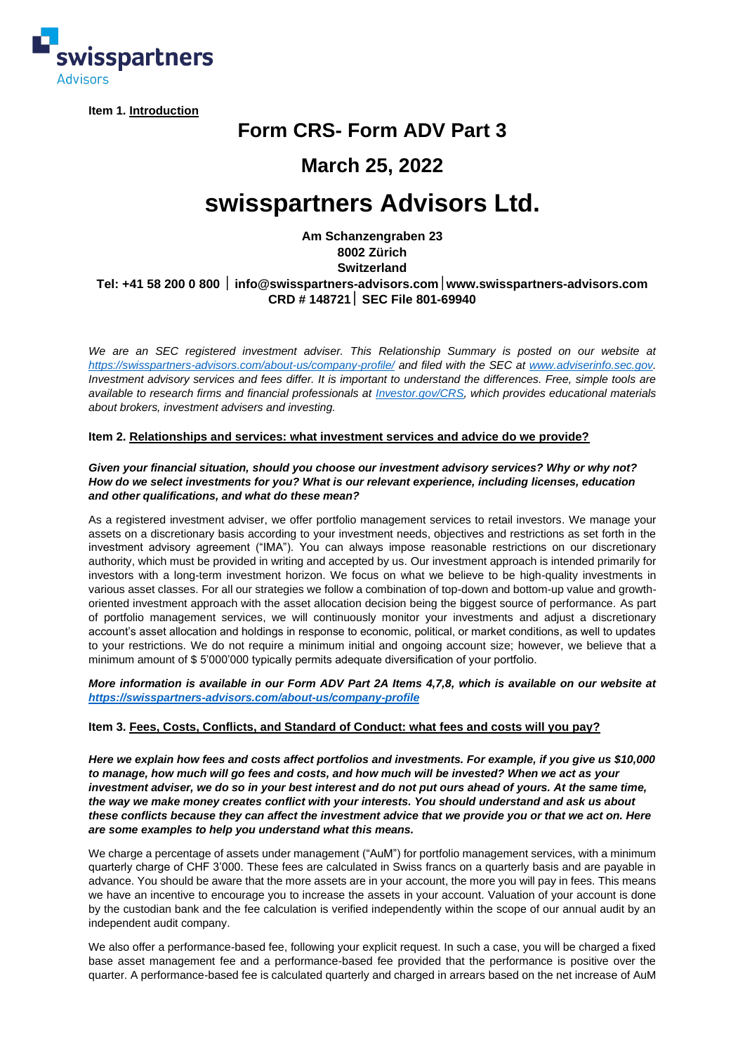**Item 1. Introduction**

# Form CRS- Form ADV Part 3

## March 25, 2022

# swisspartners Advisors Ltd.

**Am Schanzengraben 23**
**8002 Zürich**
**Switzerland**
**Tel: +41 58 200 0 800 │ info@swisspartners-advisors.com│www.swisspartners-advisors.com**
**CRD # 148721│ SEC File 801-69940**

*We are an SEC registered investment adviser. This Relationship Summary is posted on our website at https://swisspartners-advisors.com/about-us/company-profile/ and filed with the SEC at www.adviserinfo.sec.gov. Investment advisory services and fees differ. It is important to understand the differences. Free, simple tools are available to research firms and financial professionals at Investor.gov/CRS, which provides educational materials about brokers, investment advisers and investing.*

**Item 2. Relationships and services: what investment services and advice do we provide?**

***Given your financial situation, should you choose our investment advisory services? Why or why not? How do we select investments for you? What is our relevant experience, including licenses, education and other qualifications, and what do these mean?***

As a registered investment adviser, we offer portfolio management services to retail investors. We manage your assets on a discretionary basis according to your investment needs, objectives and restrictions as set forth in the investment advisory agreement ("IMA"). You can always impose reasonable restrictions on our discretionary authority, which must be provided in writing and accepted by us. Our investment approach is intended primarily for investors with a long-term investment horizon. We focus on what we believe to be high-quality investments in various asset classes. For all our strategies we follow a combination of top-down and bottom-up value and growth-oriented investment approach with the asset allocation decision being the biggest source of performance. As part of portfolio management services, we will continuously monitor your investments and adjust a discretionary account's asset allocation and holdings in response to economic, political, or market conditions, as well to updates to your restrictions. We do not require a minimum initial and ongoing account size; however, we believe that a minimum amount of $ 5'000'000 typically permits adequate diversification of your portfolio.

***More information is available in our Form ADV Part 2A Items 4,7,8, which is available on our website at https://swisspartners-advisors.com/about-us/company-profile***

**Item 3. Fees, Costs, Conflicts, and Standard of Conduct: what fees and costs will you pay?**

***Here we explain how fees and costs affect portfolios and investments. For example, if you give us $10,000 to manage, how much will go fees and costs, and how much will be invested? When we act as your investment adviser, we do so in your best interest and do not put ours ahead of yours. At the same time, the way we make money creates conflict with your interests. You should understand and ask us about these conflicts because they can affect the investment advice that we provide you or that we act on. Here are some examples to help you understand what this means.***

We charge a percentage of assets under management ("AuM") for portfolio management services, with a minimum quarterly charge of CHF 3'000. These fees are calculated in Swiss francs on a quarterly basis and are payable in advance. You should be aware that the more assets are in your account, the more you will pay in fees. This means we have an incentive to encourage you to increase the assets in your account. Valuation of your account is done by the custodian bank and the fee calculation is verified independently within the scope of our annual audit by an independent audit company.

We also offer a performance-based fee, following your explicit request. In such a case, you will be charged a fixed base asset management fee and a performance-based fee provided that the performance is positive over the quarter. A performance-based fee is calculated quarterly and charged in arrears based on the net increase of AuM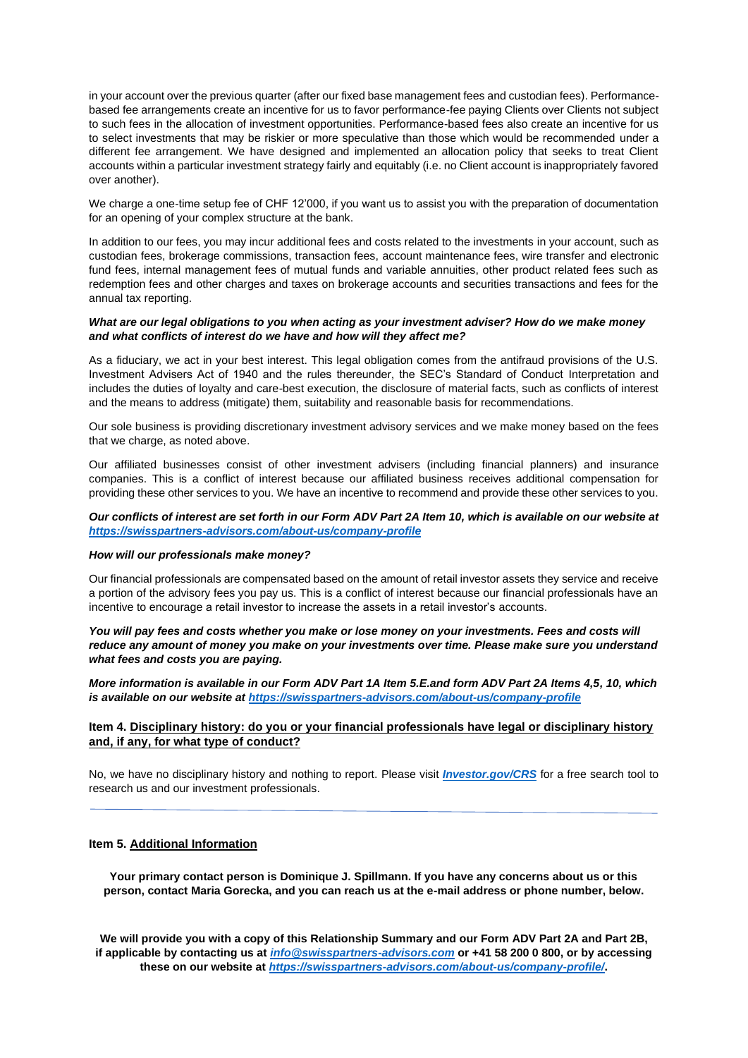in your account over the previous quarter (after our fixed base management fees and custodian fees). Performance-based fee arrangements create an incentive for us to favor performance-fee paying Clients over Clients not subject to such fees in the allocation of investment opportunities. Performance-based fees also create an incentive for us to select investments that may be riskier or more speculative than those which would be recommended under a different fee arrangement. We have designed and implemented an allocation policy that seeks to treat Client accounts within a particular investment strategy fairly and equitably (i.e. no Client account is inappropriately favored over another).

We charge a one-time setup fee of CHF 12'000, if you want us to assist you with the preparation of documentation for an opening of your complex structure at the bank.

In addition to our fees, you may incur additional fees and costs related to the investments in your account, such as custodian fees, brokerage commissions, transaction fees, account maintenance fees, wire transfer and electronic fund fees, internal management fees of mutual funds and variable annuities, other product related fees such as redemption fees and other charges and taxes on brokerage accounts and securities transactions and fees for the annual tax reporting.

***What are our legal obligations to you when acting as your investment adviser? How do we make money and what conflicts of interest do we have and how will they affect me?***

As a fiduciary, we act in your best interest. This legal obligation comes from the antifraud provisions of the U.S. Investment Advisers Act of 1940 and the rules thereunder, the SEC's Standard of Conduct Interpretation and includes the duties of loyalty and care-best execution, the disclosure of material facts, such as conflicts of interest and the means to address (mitigate) them, suitability and reasonable basis for recommendations.

Our sole business is providing discretionary investment advisory services and we make money based on the fees that we charge, as noted above.

Our affiliated businesses consist of other investment advisers (including financial planners) and insurance companies. This is a conflict of interest because our affiliated business receives additional compensation for providing these other services to you. We have an incentive to recommend and provide these other services to you.

***Our conflicts of interest are set forth in our Form ADV Part 2A Item 10, which is available on our website at [https://swisspartners-advisors.com/about-us/company-profile](https://swisspartners-advisors.com/about-us/company-profile)***

***How will our professionals make money?***

Our financial professionals are compensated based on the amount of retail investor assets they service and receive a portion of the advisory fees you pay us. This is a conflict of interest because our financial professionals have an incentive to encourage a retail investor to increase the assets in a retail investor's accounts.

***You will pay fees and costs whether you make or lose money on your investments. Fees and costs will reduce any amount of money you make on your investments over time. Please make sure you understand what fees and costs you are paying.***

***More information is available in our Form ADV Part 1A Item 5.E.and form ADV Part 2A Items 4,5, 10, which is available on our website at [https://swisspartners-advisors.com/about-us/company-profile](https://swisspartners-advisors.com/about-us/company-profile)***

## Item 4. Disciplinary history: do you or your financial professionals have legal or disciplinary history and, if any, for what type of conduct?

No, we have no disciplinary history and nothing to report. Please visit ***Investor.gov/CRS*** for a free search tool to research us and our investment professionals.

---

## Item 5. Additional Information

**Your primary contact person is Dominique J. Spillmann. If you have any concerns about us or this person, contact Maria Gorecka, and you can reach us at the e-mail address or phone number, below.**

**We will provide you with a copy of this Relationship Summary and our Form ADV Part 2A and Part 2B, if applicable by contacting us at [info@swisspartners-advisors.com](mailto:info@swisspartners-advisors.com) or +41 58 200 0 800, or by accessing these on our website at [https://swisspartners-advisors.com/about-us/company-profile/](https://swisspartners-advisors.com/about-us/company-profile/).**